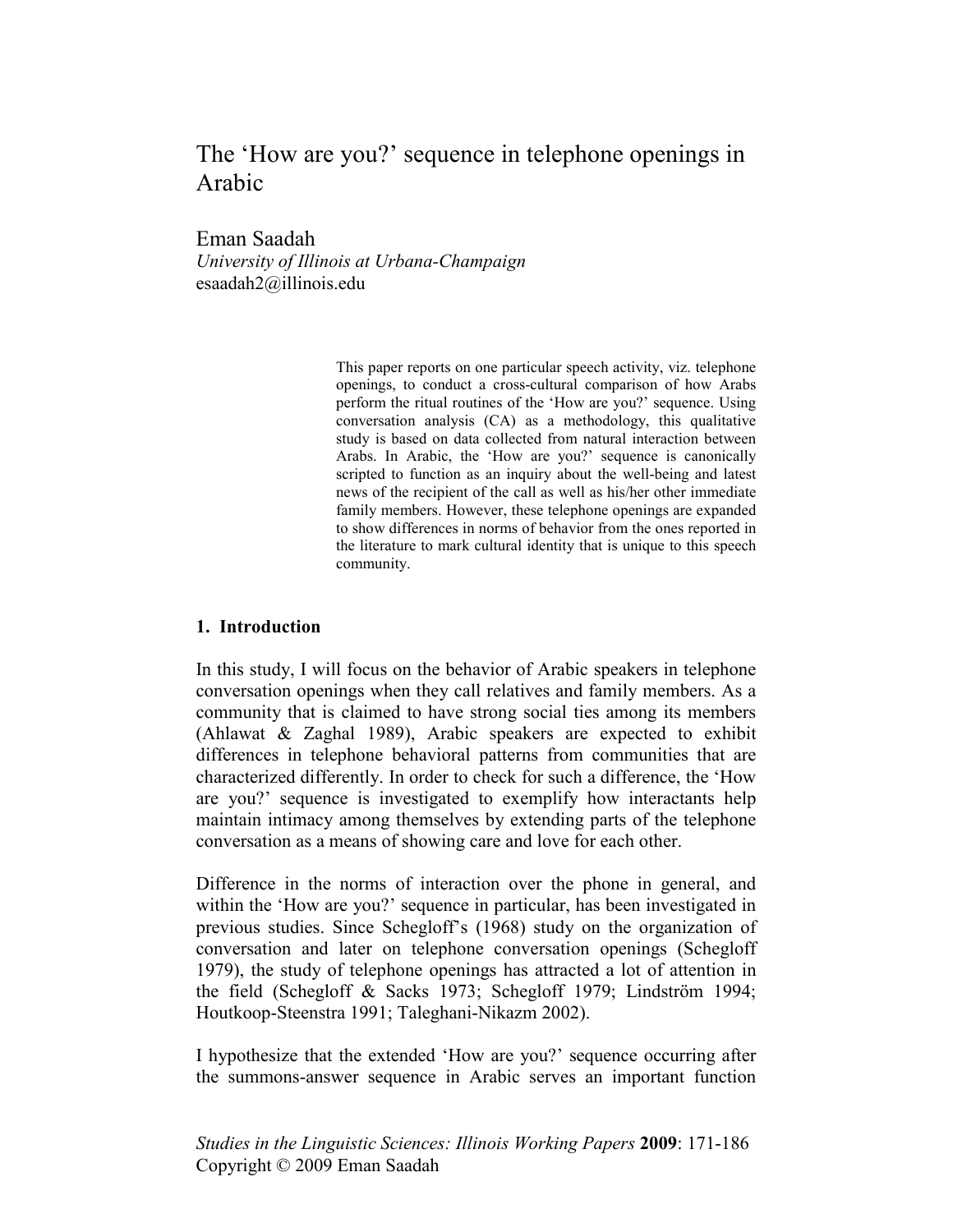# The 'How are you?' sequence in telephone openings in Arabic

Eman Saadah
*University of Illinois at Urbana-Champaign*
esaadah2@illinois.edu

> This paper reports on one particular speech activity, viz. telephone openings, to conduct a cross-cultural comparison of how Arabs perform the ritual routines of the 'How are you?' sequence. Using conversation analysis (CA) as a methodology, this qualitative study is based on data collected from natural interaction between Arabs. In Arabic, the 'How are you?' sequence is canonically scripted to function as an inquiry about the well-being and latest news of the recipient of the call as well as his/her other immediate family members. However, these telephone openings are expanded to show differences in norms of behavior from the ones reported in the literature to mark cultural identity that is unique to this speech community.

## 1. Introduction

In this study, I will focus on the behavior of Arabic speakers in telephone conversation openings when they call relatives and family members. As a community that is claimed to have strong social ties among its members (Ahlawat & Zaghal 1989), Arabic speakers are expected to exhibit differences in telephone behavioral patterns from communities that are characterized differently. In order to check for such a difference, the 'How are you?' sequence is investigated to exemplify how interactants help maintain intimacy among themselves by extending parts of the telephone conversation as a means of showing care and love for each other.

Difference in the norms of interaction over the phone in general, and within the 'How are you?' sequence in particular, has been investigated in previous studies. Since Schegloff's (1968) study on the organization of conversation and later on telephone conversation openings (Schegloff 1979), the study of telephone openings has attracted a lot of attention in the field (Schegloff & Sacks 1973; Schegloff 1979; Lindström 1994; Houtkoop-Steenstra 1991; Taleghani-Nikazm 2002).

I hypothesize that the extended 'How are you?' sequence occurring after the summons-answer sequence in Arabic serves an important function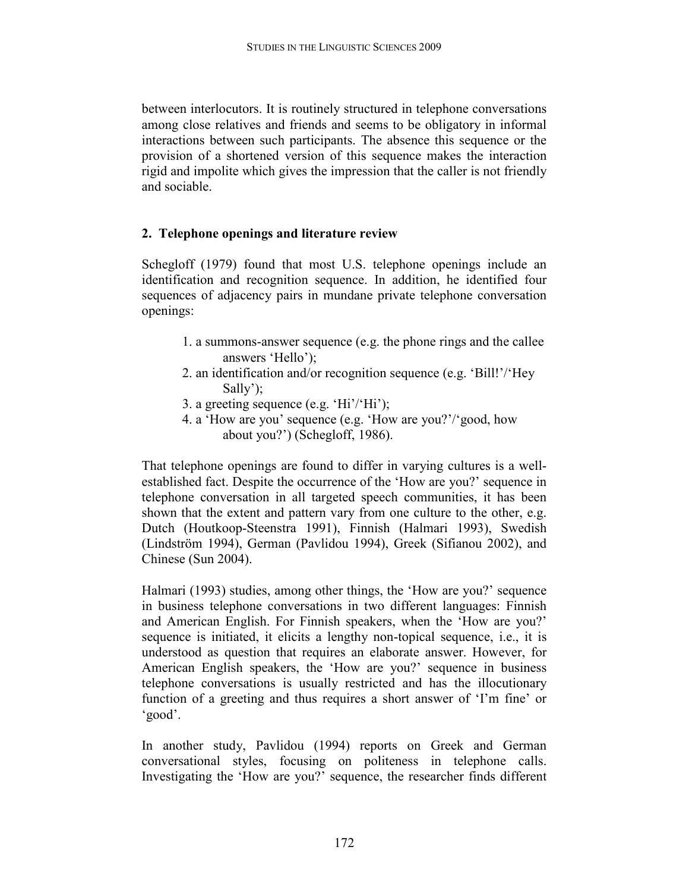between interlocutors. It is routinely structured in telephone conversations among close relatives and friends and seems to be obligatory in informal interactions between such participants. The absence this sequence or the provision of a shortened version of this sequence makes the interaction rigid and impolite which gives the impression that the caller is not friendly and sociable.

## 2. Telephone openings and literature review

Schegloff (1979) found that most U.S. telephone openings include an identification and recognition sequence. In addition, he identified four sequences of adjacency pairs in mundane private telephone conversation openings:

1. a summons-answer sequence (e.g. the phone rings and the callee answers 'Hello');
2. an identification and/or recognition sequence (e.g. 'Bill!'/'Hey Sally');
3. a greeting sequence (e.g. 'Hi'/'Hi');
4. a 'How are you' sequence (e.g. 'How are you?'/'good, how about you?') (Schegloff, 1986).

That telephone openings are found to differ in varying cultures is a well-established fact. Despite the occurrence of the 'How are you?' sequence in telephone conversation in all targeted speech communities, it has been shown that the extent and pattern vary from one culture to the other, e.g. Dutch (Houtkoop-Steenstra 1991), Finnish (Halmari 1993), Swedish (Lindström 1994), German (Pavlidou 1994), Greek (Sifianou 2002), and Chinese (Sun 2004).

Halmari (1993) studies, among other things, the 'How are you?' sequence in business telephone conversations in two different languages: Finnish and American English. For Finnish speakers, when the 'How are you?' sequence is initiated, it elicits a lengthy non-topical sequence, i.e., it is understood as question that requires an elaborate answer. However, for American English speakers, the 'How are you?' sequence in business telephone conversations is usually restricted and has the illocutionary function of a greeting and thus requires a short answer of 'I'm fine' or 'good'.

In another study, Pavlidou (1994) reports on Greek and German conversational styles, focusing on politeness in telephone calls. Investigating the 'How are you?' sequence, the researcher finds different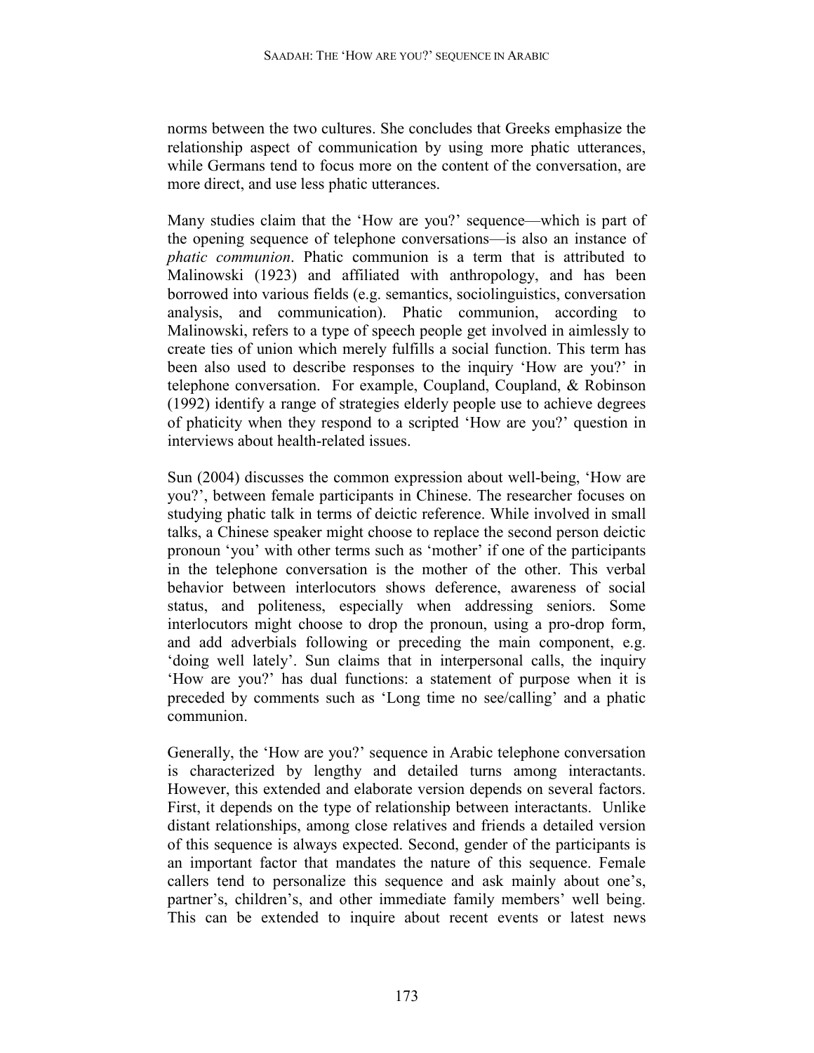norms between the two cultures. She concludes that Greeks emphasize the relationship aspect of communication by using more phatic utterances, while Germans tend to focus more on the content of the conversation, are more direct, and use less phatic utterances.

Many studies claim that the 'How are you?' sequence—which is part of the opening sequence of telephone conversations—is also an instance of *phatic communion*. Phatic communion is a term that is attributed to Malinowski (1923) and affiliated with anthropology, and has been borrowed into various fields (e.g. semantics, sociolinguistics, conversation analysis, and communication). Phatic communion, according to Malinowski, refers to a type of speech people get involved in aimlessly to create ties of union which merely fulfills a social function. This term has been also used to describe responses to the inquiry 'How are you?' in telephone conversation. For example, Coupland, Coupland, & Robinson (1992) identify a range of strategies elderly people use to achieve degrees of phaticity when they respond to a scripted 'How are you?' question in interviews about health-related issues.

Sun (2004) discusses the common expression about well-being, 'How are you?', between female participants in Chinese. The researcher focuses on studying phatic talk in terms of deictic reference. While involved in small talks, a Chinese speaker might choose to replace the second person deictic pronoun 'you' with other terms such as 'mother' if one of the participants in the telephone conversation is the mother of the other. This verbal behavior between interlocutors shows deference, awareness of social status, and politeness, especially when addressing seniors. Some interlocutors might choose to drop the pronoun, using a pro-drop form, and add adverbials following or preceding the main component, e.g. 'doing well lately'. Sun claims that in interpersonal calls, the inquiry 'How are you?' has dual functions: a statement of purpose when it is preceded by comments such as 'Long time no see/calling' and a phatic communion.

Generally, the 'How are you?' sequence in Arabic telephone conversation is characterized by lengthy and detailed turns among interactants. However, this extended and elaborate version depends on several factors. First, it depends on the type of relationship between interactants. Unlike distant relationships, among close relatives and friends a detailed version of this sequence is always expected. Second, gender of the participants is an important factor that mandates the nature of this sequence. Female callers tend to personalize this sequence and ask mainly about one's, partner's, children's, and other immediate family members' well being. This can be extended to inquire about recent events or latest news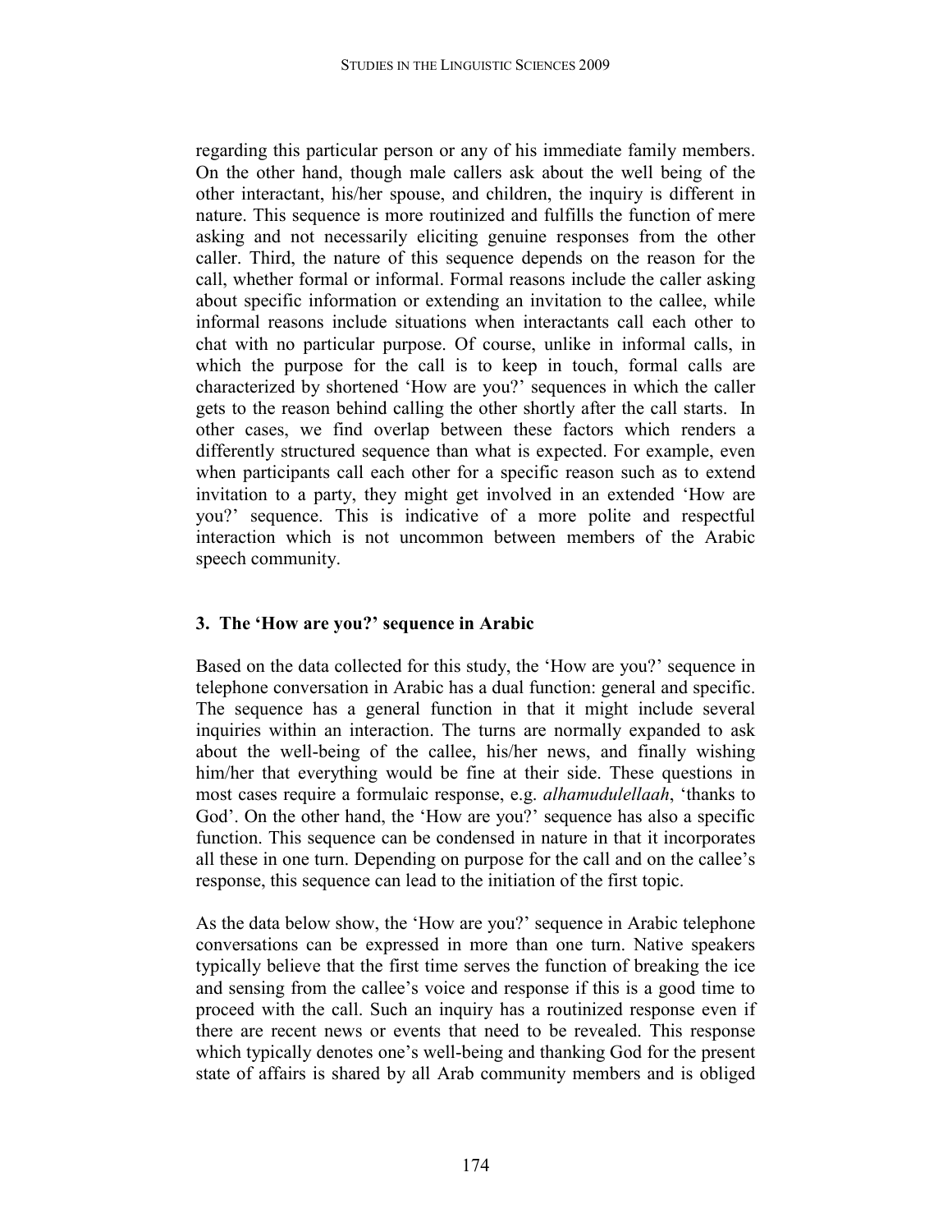regarding this particular person or any of his immediate family members. On the other hand, though male callers ask about the well being of the other interactant, his/her spouse, and children, the inquiry is different in nature. This sequence is more routinized and fulfills the function of mere asking and not necessarily eliciting genuine responses from the other caller. Third, the nature of this sequence depends on the reason for the call, whether formal or informal. Formal reasons include the caller asking about specific information or extending an invitation to the callee, while informal reasons include situations when interactants call each other to chat with no particular purpose. Of course, unlike in informal calls, in which the purpose for the call is to keep in touch, formal calls are characterized by shortened 'How are you?' sequences in which the caller gets to the reason behind calling the other shortly after the call starts. In other cases, we find overlap between these factors which renders a differently structured sequence than what is expected. For example, even when participants call each other for a specific reason such as to extend invitation to a party, they might get involved in an extended 'How are you?' sequence. This is indicative of a more polite and respectful interaction which is not uncommon between members of the Arabic speech community.

## 3. The 'How are you?' sequence in Arabic

Based on the data collected for this study, the 'How are you?' sequence in telephone conversation in Arabic has a dual function: general and specific. The sequence has a general function in that it might include several inquiries within an interaction. The turns are normally expanded to ask about the well-being of the callee, his/her news, and finally wishing him/her that everything would be fine at their side. These questions in most cases require a formulaic response, e.g. *alhamudulellaah*, 'thanks to God'. On the other hand, the 'How are you?' sequence has also a specific function. This sequence can be condensed in nature in that it incorporates all these in one turn. Depending on purpose for the call and on the callee's response, this sequence can lead to the initiation of the first topic.

As the data below show, the 'How are you?' sequence in Arabic telephone conversations can be expressed in more than one turn. Native speakers typically believe that the first time serves the function of breaking the ice and sensing from the callee's voice and response if this is a good time to proceed with the call. Such an inquiry has a routinized response even if there are recent news or events that need to be revealed. This response which typically denotes one's well-being and thanking God for the present state of affairs is shared by all Arab community members and is obliged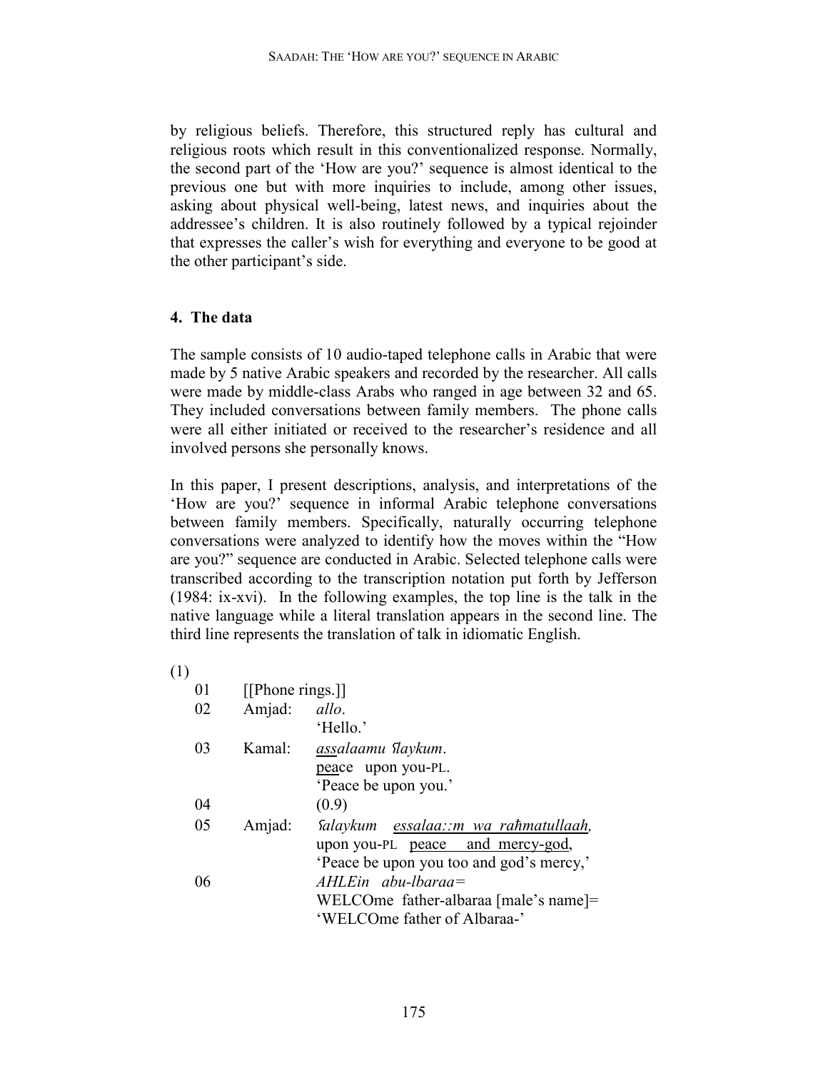by religious beliefs. Therefore, this structured reply has cultural and religious roots which result in this conventionalized response. Normally, the second part of the 'How are you?' sequence is almost identical to the previous one but with more inquiries to include, among other issues, asking about physical well-being, latest news, and inquiries about the addressee's children. It is also routinely followed by a typical rejoinder that expresses the caller's wish for everything and everyone to be good at the other participant's side.

## 4. The data

The sample consists of 10 audio-taped telephone calls in Arabic that were made by 5 native Arabic speakers and recorded by the researcher. All calls were made by middle-class Arabs who ranged in age between 32 and 65. They included conversations between family members. The phone calls were all either initiated or received to the researcher's residence and all involved persons she personally knows.

In this paper, I present descriptions, analysis, and interpretations of the 'How are you?' sequence in informal Arabic telephone conversations between family members. Specifically, naturally occurring telephone conversations were analyzed to identify how the moves within the "How are you?" sequence are conducted in Arabic. Selected telephone calls were transcribed according to the transcription notation put forth by Jefferson (1984: ix-xvi). In the following examples, the top line is the talk in the native language while a literal translation appears in the second line. The third line represents the translation of talk in idiomatic English.

(1)

```
01   [[Phone rings.]]
02   Amjad:   allo.
              'Hello.'
03   Kamal:   assalaamu ʕlaykum.
              peace  upon you-PL.
              'Peace be upon you.'
04            (0.9)
05   Amjad:   ʕalaykum   essalaa::m  wa  raħmatullaah,
              upon you-PL  peace    and  mercy-god,
              'Peace be upon you too and god's mercy,'
06            AHLEin  abu-lbaraa=
              WELCOme  father-albaraa [male's name]=
              'WELCOme father of Albaraa-'
```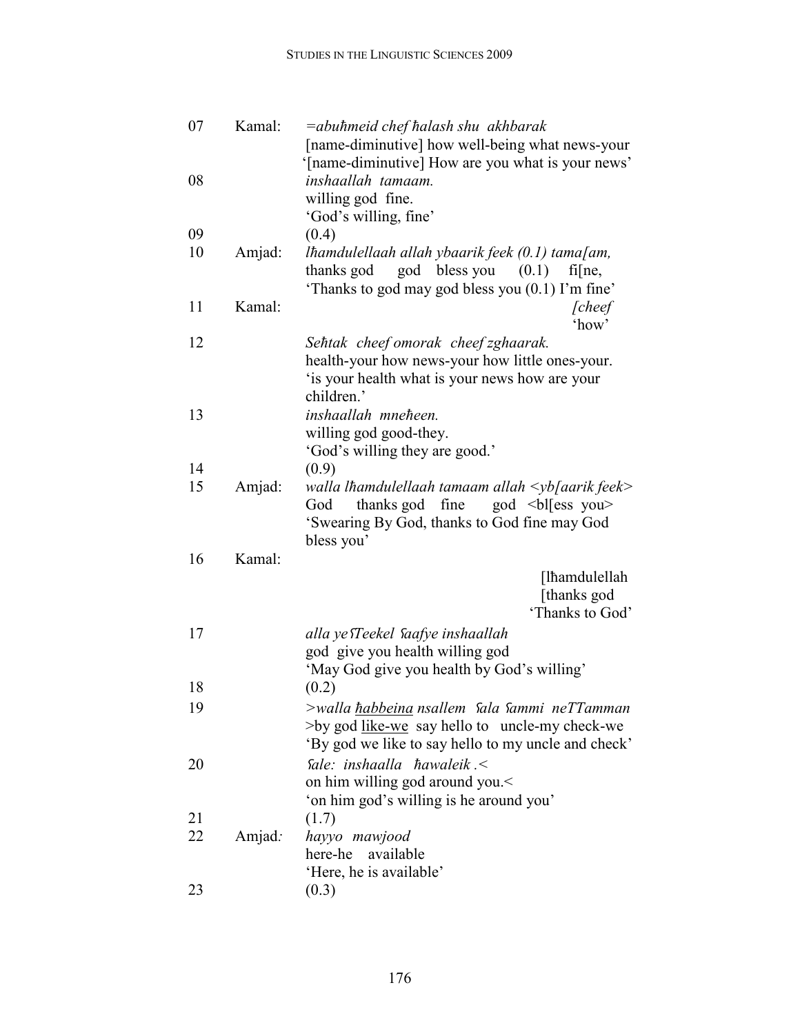| | | |
|---|---|---|
| 07 | Kamal: | *=abuħmeid chef ħalash shu akhbarak*<br>[name-diminutive] how well-being what news-your<br>'[name-diminutive] How are you what is your news' |
| 08 | | *inshaallah tamaam.*<br>willing god fine.<br>'God's willing, fine' |
| 09 | | (0.4) |
| 10 | Amjad: | *lħamdulellaah allah ybaarik feek (0.1) tama[am,*<br>thanks god god bless you (0.1) fi[ne,<br>'Thanks to god may god bless you (0.1) I'm fine' |
| 11 | Kamal: | *[cheef*<br>'how' |
| 12 | | *Seħtak cheef omorak cheef zghaarak.*<br>health-your how news-your how little ones-your.<br>'is your health what is your news how are your children.' |
| 13 | | *inshaallah mneħeen.*<br>willing god good-they.<br>'God's willing they are good.' |
| 14 | | (0.9) |
| 15 | Amjad: | *walla lħamdulellaah tamaam allah <yb[aarik feek>*<br>God thanks god fine god <bl[ess you><br>'Swearing By God, thanks to God fine may God bless you' |
| 16 | Kamal: | [lħamdulellah<br>[thanks god<br>'Thanks to God' |
| 17 | | *alla yeʕTeekel ʕaafye inshaallah*<br>god give you health willing god<br>'May God give you health by God's willing' |
| 18 | | (0.2) |
| 19 | | *>walla <u>ħabbeina</u> nsallem ʕala ʕammi neTTamman*<br>>by god <u>like-we</u> say hello to uncle-my check-we<br>'By god we like to say hello to my uncle and check' |
| 20 | | *ʕale: inshaalla ħawaleik .<*<br>on him willing god around you.<<br>'on him god's willing is he around you' |
| 21 | | (1.7) |
| 22 | Amjad: | *hayyo mawjood*<br>here-he available<br>'Here, he is available' |
| 23 | | (0.3) |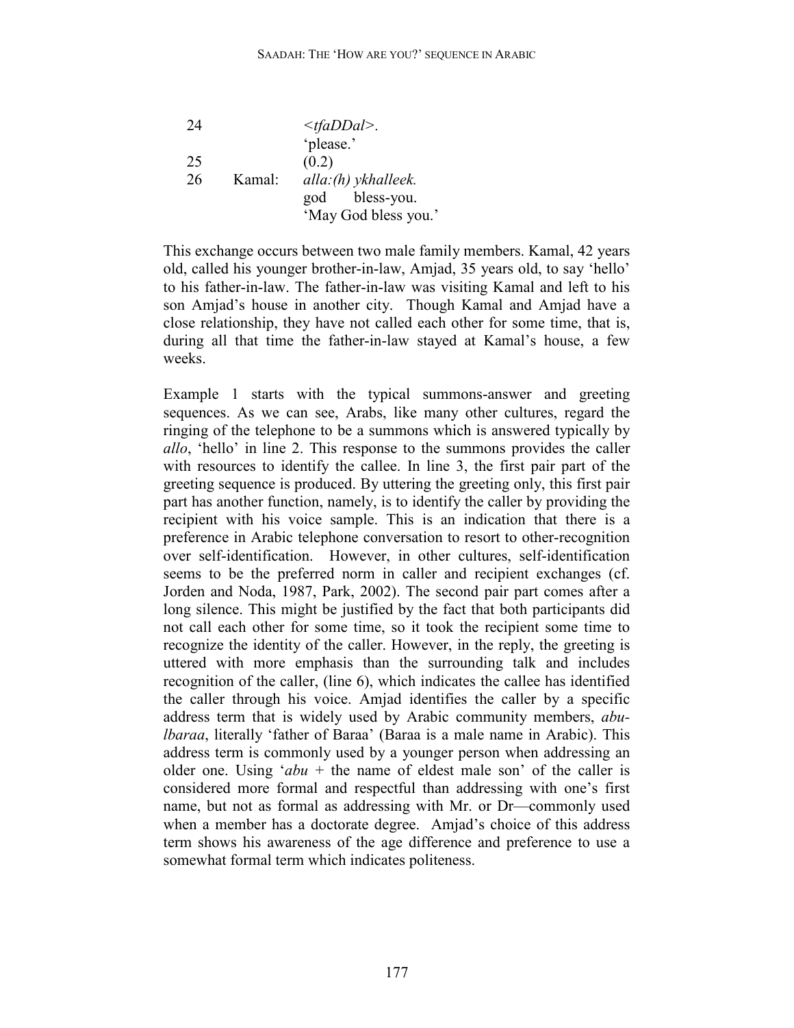| | | |
|---|---|---|
| 24 | | *<tfaDDal>.* |
| | | 'please.' |
| 25 | | (0.2) |
| 26 | Kamal: | *alla:(h) ykhalleek.* |
| | | god bless-you. |
| | | 'May God bless you.' |

This exchange occurs between two male family members. Kamal, 42 years old, called his younger brother-in-law, Amjad, 35 years old, to say 'hello' to his father-in-law. The father-in-law was visiting Kamal and left to his son Amjad's house in another city. Though Kamal and Amjad have a close relationship, they have not called each other for some time, that is, during all that time the father-in-law stayed at Kamal's house, a few weeks.

Example 1 starts with the typical summons-answer and greeting sequences. As we can see, Arabs, like many other cultures, regard the ringing of the telephone to be a summons which is answered typically by *allo*, 'hello' in line 2. This response to the summons provides the caller with resources to identify the callee. In line 3, the first pair part of the greeting sequence is produced. By uttering the greeting only, this first pair part has another function, namely, is to identify the caller by providing the recipient with his voice sample. This is an indication that there is a preference in Arabic telephone conversation to resort to other-recognition over self-identification. However, in other cultures, self-identification seems to be the preferred norm in caller and recipient exchanges (cf. Jorden and Noda, 1987, Park, 2002). The second pair part comes after a long silence. This might be justified by the fact that both participants did not call each other for some time, so it took the recipient some time to recognize the identity of the caller. However, in the reply, the greeting is uttered with more emphasis than the surrounding talk and includes recognition of the caller, (line 6), which indicates the callee has identified the caller through his voice. Amjad identifies the caller by a specific address term that is widely used by Arabic community members, *abu-lbaraa*, literally 'father of Baraa' (Baraa is a male name in Arabic). This address term is commonly used by a younger person when addressing an older one. Using '*abu* + the name of eldest male son' of the caller is considered more formal and respectful than addressing with one's first name, but not as formal as addressing with Mr. or Dr—commonly used when a member has a doctorate degree. Amjad's choice of this address term shows his awareness of the age difference and preference to use a somewhat formal term which indicates politeness.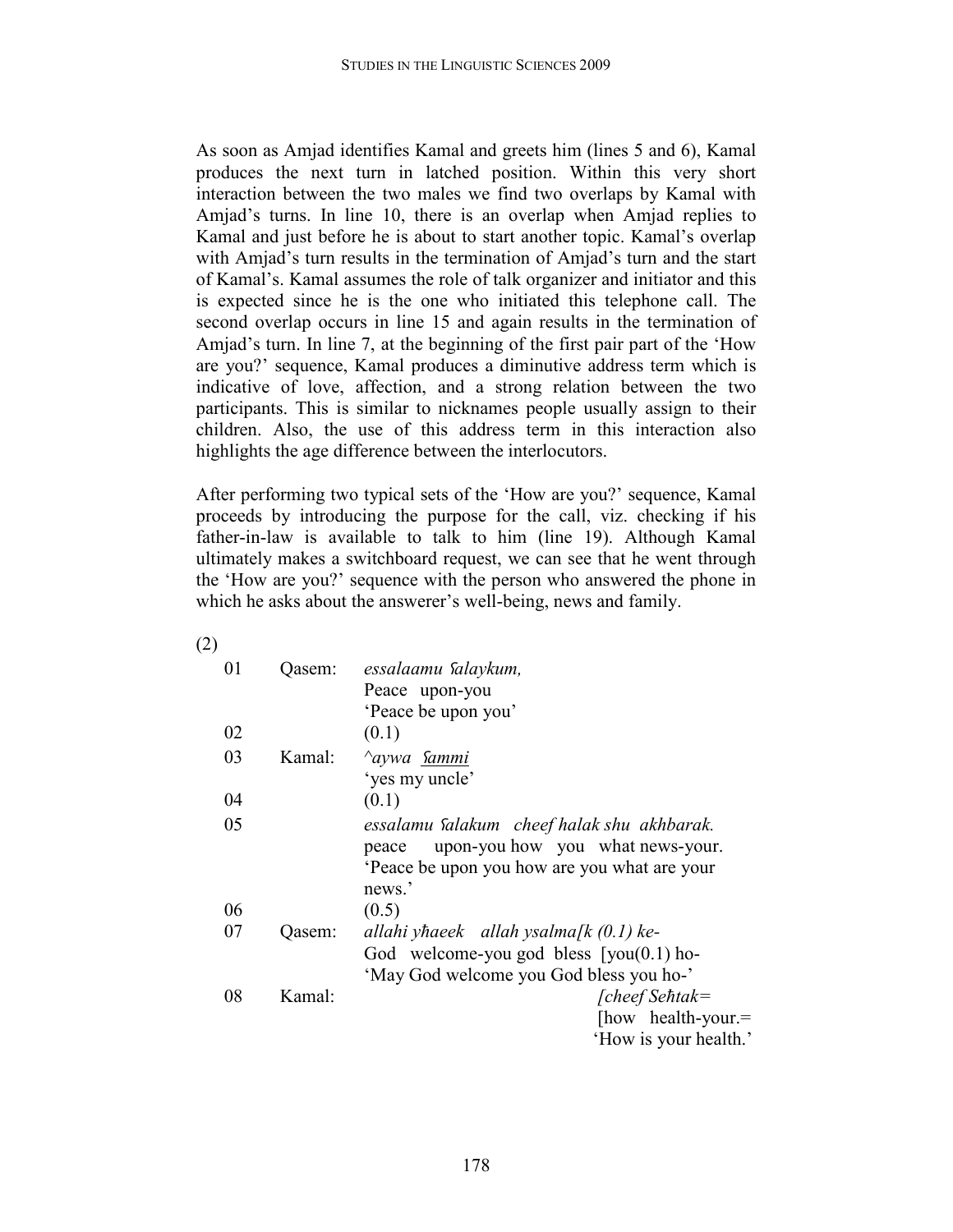As soon as Amjad identifies Kamal and greets him (lines 5 and 6), Kamal produces the next turn in latched position. Within this very short interaction between the two males we find two overlaps by Kamal with Amjad's turns. In line 10, there is an overlap when Amjad replies to Kamal and just before he is about to start another topic. Kamal's overlap with Amjad's turn results in the termination of Amjad's turn and the start of Kamal's. Kamal assumes the role of talk organizer and initiator and this is expected since he is the one who initiated this telephone call. The second overlap occurs in line 15 and again results in the termination of Amjad's turn. In line 7, at the beginning of the first pair part of the 'How are you?' sequence, Kamal produces a diminutive address term which is indicative of love, affection, and a strong relation between the two participants. This is similar to nicknames people usually assign to their children. Also, the use of this address term in this interaction also highlights the age difference between the interlocutors.

After performing two typical sets of the 'How are you?' sequence, Kamal proceeds by introducing the purpose for the call, viz. checking if his father-in-law is available to talk to him (line 19). Although Kamal ultimately makes a switchboard request, we can see that he went through the 'How are you?' sequence with the person who answered the phone in which he asks about the answerer's well-being, news and family.

(2)

```
01   Qasem:  essalaamu ʕalaykum,
             Peace  upon-you
             'Peace be upon you'
02           (0.1)
03   Kamal:  ^aywa  ʕammi
             'yes my uncle'
04           (0.1)
05           essalamu ʕalakum   cheef halak shu  akhbarak.
             peace    upon-you how  you  what news-your.
             'Peace be upon you how are you what are your
             news.'
06           (0.5)
07   Qasem:  allahi yħaeek   allah ysalma[k (0.1) ke-
             God  welcome-you god  bless  [you(0.1) ho-
             'May God welcome you God bless you ho-'
08   Kamal:                              [cheef Seħtak=
                                         [how  health-your.=
                                         'How is your health.'
```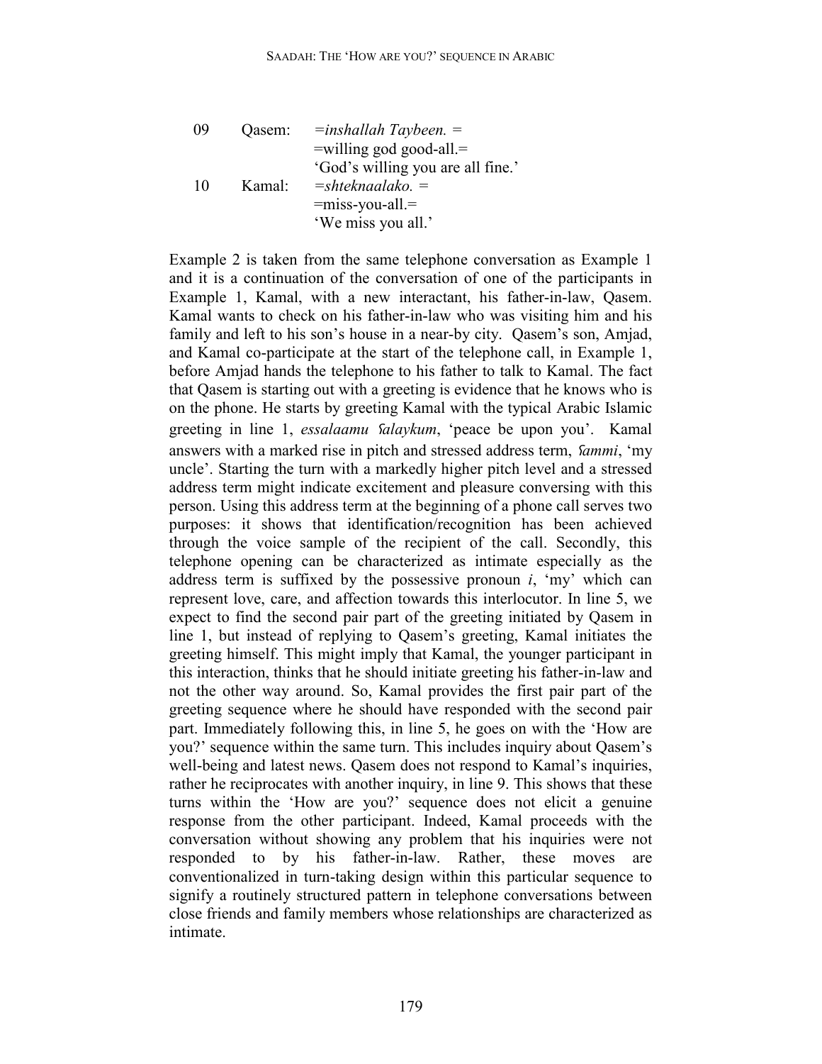| | | |
|---|---|---|
| 09 | Qasem: | =*inshallah Taybeen.* = |
| | | =willing god good-all.= |
| | | 'God's willing you are all fine.' |
| 10 | Kamal: | =*shteknaalako.* = |
| | | =miss-you-all.= |
| | | 'We miss you all.' |

Example 2 is taken from the same telephone conversation as Example 1 and it is a continuation of the conversation of one of the participants in Example 1, Kamal, with a new interactant, his father-in-law, Qasem. Kamal wants to check on his father-in-law who was visiting him and his family and left to his son's house in a near-by city. Qasem's son, Amjad, and Kamal co-participate at the start of the telephone call, in Example 1, before Amjad hands the telephone to his father to talk to Kamal. The fact that Qasem is starting out with a greeting is evidence that he knows who is on the phone. He starts by greeting Kamal with the typical Arabic Islamic greeting in line 1, *essalaamu ʕalaykum*, 'peace be upon you'. Kamal answers with a marked rise in pitch and stressed address term, *ʕammi*, 'my uncle'. Starting the turn with a markedly higher pitch level and a stressed address term might indicate excitement and pleasure conversing with this person. Using this address term at the beginning of a phone call serves two purposes: it shows that identification/recognition has been achieved through the voice sample of the recipient of the call. Secondly, this telephone opening can be characterized as intimate especially as the address term is suffixed by the possessive pronoun *i*, 'my' which can represent love, care, and affection towards this interlocutor. In line 5, we expect to find the second pair part of the greeting initiated by Qasem in line 1, but instead of replying to Qasem's greeting, Kamal initiates the greeting himself. This might imply that Kamal, the younger participant in this interaction, thinks that he should initiate greeting his father-in-law and not the other way around. So, Kamal provides the first pair part of the greeting sequence where he should have responded with the second pair part. Immediately following this, in line 5, he goes on with the 'How are you?' sequence within the same turn. This includes inquiry about Qasem's well-being and latest news. Qasem does not respond to Kamal's inquiries, rather he reciprocates with another inquiry, in line 9. This shows that these turns within the 'How are you?' sequence does not elicit a genuine response from the other participant. Indeed, Kamal proceeds with the conversation without showing any problem that his inquiries were not responded to by his father-in-law. Rather, these moves are conventionalized in turn-taking design within this particular sequence to signify a routinely structured pattern in telephone conversations between close friends and family members whose relationships are characterized as intimate.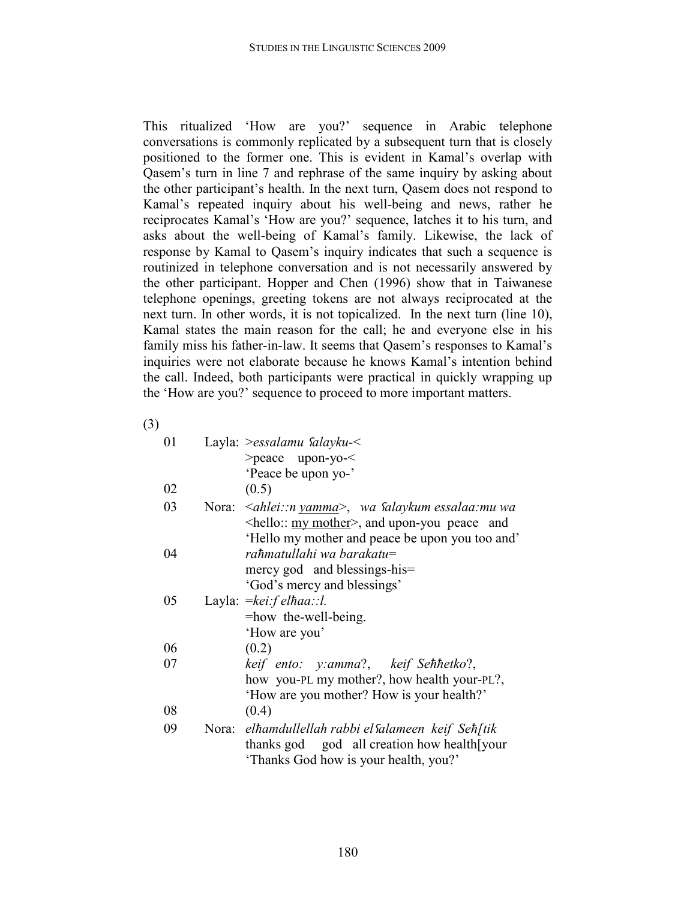This ritualized 'How are you?' sequence in Arabic telephone conversations is commonly replicated by a subsequent turn that is closely positioned to the former one. This is evident in Kamal's overlap with Qasem's turn in line 7 and rephrase of the same inquiry by asking about the other participant's health. In the next turn, Qasem does not respond to Kamal's repeated inquiry about his well-being and news, rather he reciprocates Kamal's 'How are you?' sequence, latches it to his turn, and asks about the well-being of Kamal's family. Likewise, the lack of response by Kamal to Qasem's inquiry indicates that such a sequence is routinized in telephone conversation and is not necessarily answered by the other participant. Hopper and Chen (1996) show that in Taiwanese telephone openings, greeting tokens are not always reciprocated at the next turn. In other words, it is not topicalized. In the next turn (line 10), Kamal states the main reason for the call; he and everyone else in his family miss his father-in-law. It seems that Qasem's responses to Kamal's inquiries were not elaborate because he knows Kamal's intention behind the call. Indeed, both participants were practical in quickly wrapping up the 'How are you?' sequence to proceed to more important matters.

(3)

```
01        Layla: >essalamu ʕalayku-<
                 >peace   upon-yo-<
                 'Peace be upon yo-'
02               (0.5)
03        Nora:  <ahlei::n yamma>,  wa ʕalaykum essalaa:mu wa
                 <hello:: my mother>, and upon-you peace  and
                 'Hello my mother and peace be upon you too and'
04               raħmatullahi wa barakatu=
                 mercy god  and blessings-his=
                 'God's mercy and blessings'
05        Layla: =kei:f elħaa::l.
                 =how  the-well-being.
                 'How are you'
06               (0.2)
07               keif  ento:  y:amma?,   keif Seħħetko?,
                 how  you-PL my mother?, how health your-PL?,
                 'How are you mother? How is your health?'
08               (0.4)
09        Nora:  elħamdullellah rabbi elʕalameen  keif  Seħ[tik
                 thanks god    god  all creation how health[your
                 'Thanks God how is your health, you?'
```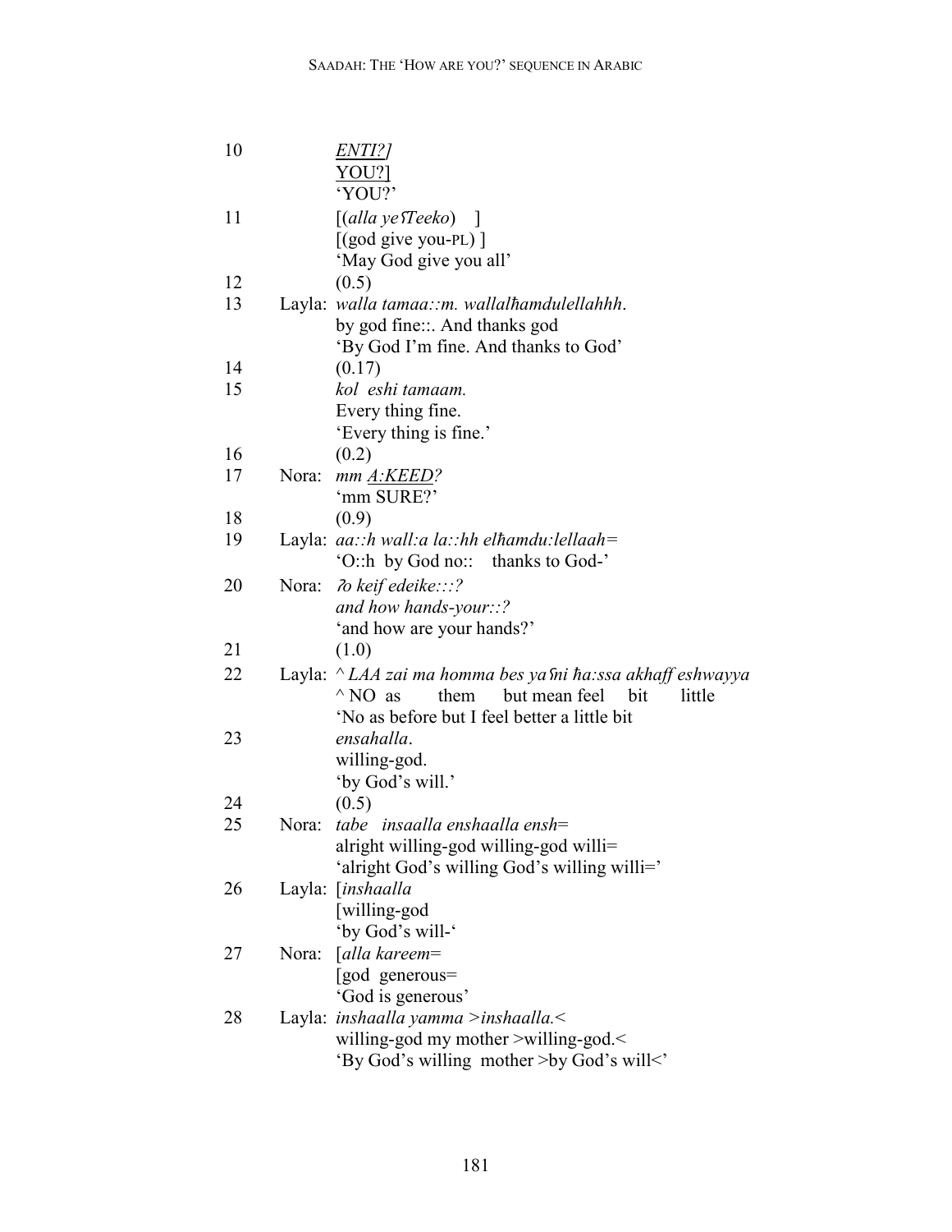| | | |
|---|---|---|
| 10 | | *ENTI?]*<br>YOU?]<br>'YOU?' |
| 11 | | [(*alla yeʕTeeko*) ]<br>[(god give you-PL) ]<br>'May God give you all' |
| 12 | | (0.5) |
| 13 | Layla: | *walla tamaa::m. wallalħamdulellahhh.*<br>by god fine::. And thanks god<br>'By God I'm fine. And thanks to God' |
| 14 | | (0.17) |
| 15 | | *kol eshi tamaam.*<br>Every thing fine.<br>'Every thing is fine.' |
| 16 | | (0.2) |
| 17 | Nora: | *mm A:KEED?*<br>'mm SURE?' |
| 18 | | (0.9) |
| 19 | Layla: | *aa::h wall:a la::hh elħamdu:lellaah=*<br>'O::h by God no:: thanks to God-' |
| 20 | Nora: | *ʔo keif edeike:::?*<br>*and how hands-your::?*<br>'and how are your hands?' |
| 21 | | (1.0) |
| 22 | Layla: | *^ LAA zai ma homma bes yaʕni ħa:ssa akhaff eshwayya*<br>^ NO as them but mean feel bit little<br>'No as before but I feel better a little bit |
| 23 | | *ensahalla.*<br>willing-god.<br>'by God's will.' |
| 24 | | (0.5) |
| 25 | Nora: | *tabe insaalla enshaalla ensh=*<br>alright willing-god willing-god willi=<br>'alright God's willing God's willing willi=' |
| 26 | Layla: | [*inshaalla*<br>[willing-god<br>'by God's will-' |
| 27 | Nora: | [*alla kareem=*<br>[god generous=<br>'God is generous' |
| 28 | Layla: | *inshaalla yamma >inshaalla.<*<br>willing-god my mother >willing-god.<<br>'By God's willing mother >by God's will<' |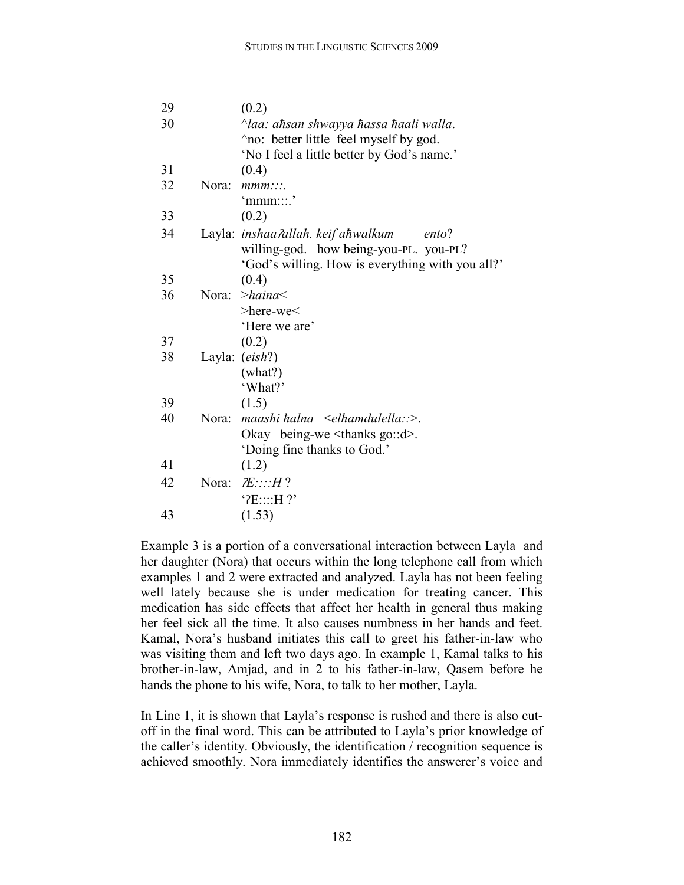```
29          (0.2)
30          ^laa: aħsan shwayya ħassa ħaali walla.
            ^no: better little feel myself by god.
            'No I feel a little better by God's name.'
31          (0.4)
32   Nora:  mmm::::.
            'mmm:::.'
33          (0.2)
34   Layla: inshaaʔallah. keif aħwalkum      ento?
            willing-god.  how being-you-PL.  you-PL?
            'God's willing. How is everything with you all?'
35          (0.4)
36   Nora:  >haina<
            >here-we<
            'Here we are'
37          (0.2)
38   Layla: (eish?)
            (what?)
            'What?'
39          (1.5)
40   Nora:  maashi ħalna  <elħamdulella::>.
            Okay  being-we <thanks go::d>.
            'Doing fine thanks to God.'
41          (1.2)
42   Nora:  ʔE::::H ?
            'ʔE::::H ?'
43          (1.53)
```

Example 3 is a portion of a conversational interaction between Layla and her daughter (Nora) that occurs within the long telephone call from which examples 1 and 2 were extracted and analyzed. Layla has not been feeling well lately because she is under medication for treating cancer. This medication has side effects that affect her health in general thus making her feel sick all the time. It also causes numbness in her hands and feet. Kamal, Nora's husband initiates this call to greet his father-in-law who was visiting them and left two days ago. In example 1, Kamal talks to his brother-in-law, Amjad, and in 2 to his father-in-law, Qasem before he hands the phone to his wife, Nora, to talk to her mother, Layla.

In Line 1, it is shown that Layla's response is rushed and there is also cut-off in the final word. This can be attributed to Layla's prior knowledge of the caller's identity. Obviously, the identification / recognition sequence is achieved smoothly. Nora immediately identifies the answerer's voice and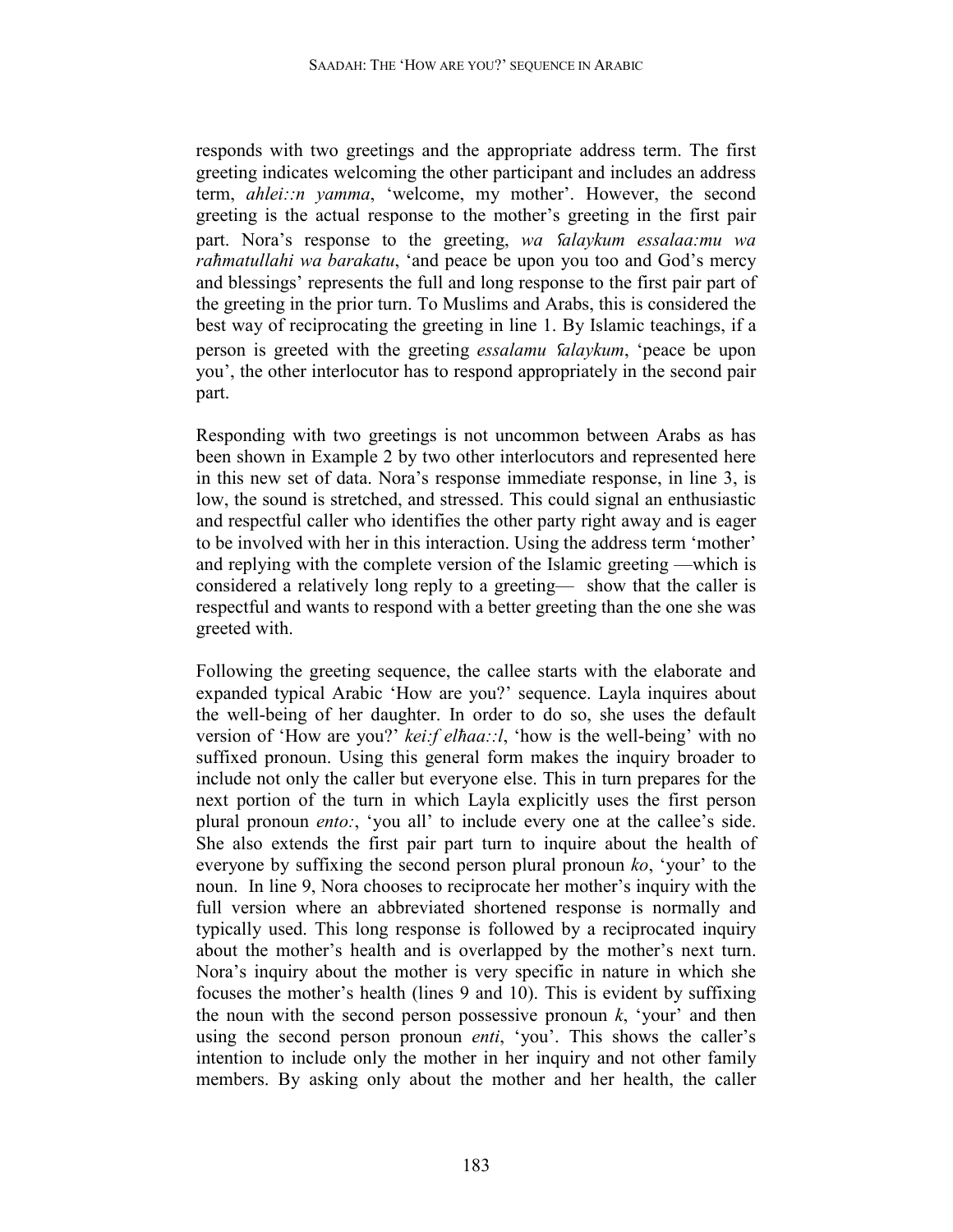responds with two greetings and the appropriate address term. The first greeting indicates welcoming the other participant and includes an address term, *ahlei::n yamma*, 'welcome, my mother'. However, the second greeting is the actual response to the mother's greeting in the first pair part. Nora's response to the greeting, *wa ʕalaykum essalaa:mu wa raħmatullahi wa barakatu*, 'and peace be upon you too and God's mercy and blessings' represents the full and long response to the first pair part of the greeting in the prior turn. To Muslims and Arabs, this is considered the best way of reciprocating the greeting in line 1. By Islamic teachings, if a person is greeted with the greeting *essalamu ʕalaykum*, 'peace be upon you', the other interlocutor has to respond appropriately in the second pair part.

Responding with two greetings is not uncommon between Arabs as has been shown in Example 2 by two other interlocutors and represented here in this new set of data. Nora's response immediate response, in line 3, is low, the sound is stretched, and stressed. This could signal an enthusiastic and respectful caller who identifies the other party right away and is eager to be involved with her in this interaction. Using the address term 'mother' and replying with the complete version of the Islamic greeting —which is considered a relatively long reply to a greeting— show that the caller is respectful and wants to respond with a better greeting than the one she was greeted with.

Following the greeting sequence, the callee starts with the elaborate and expanded typical Arabic 'How are you?' sequence. Layla inquires about the well-being of her daughter. In order to do so, she uses the default version of 'How are you?' *kei:f elħaa::l*, 'how is the well-being' with no suffixed pronoun. Using this general form makes the inquiry broader to include not only the caller but everyone else. This in turn prepares for the next portion of the turn in which Layla explicitly uses the first person plural pronoun *ento:*, 'you all' to include every one at the callee's side. She also extends the first pair part turn to inquire about the health of everyone by suffixing the second person plural pronoun *ko*, 'your' to the noun. In line 9, Nora chooses to reciprocate her mother's inquiry with the full version where an abbreviated shortened response is normally and typically used. This long response is followed by a reciprocated inquiry about the mother's health and is overlapped by the mother's next turn. Nora's inquiry about the mother is very specific in nature in which she focuses the mother's health (lines 9 and 10). This is evident by suffixing the noun with the second person possessive pronoun *k*, 'your' and then using the second person pronoun *enti*, 'you'. This shows the caller's intention to include only the mother in her inquiry and not other family members. By asking only about the mother and her health, the caller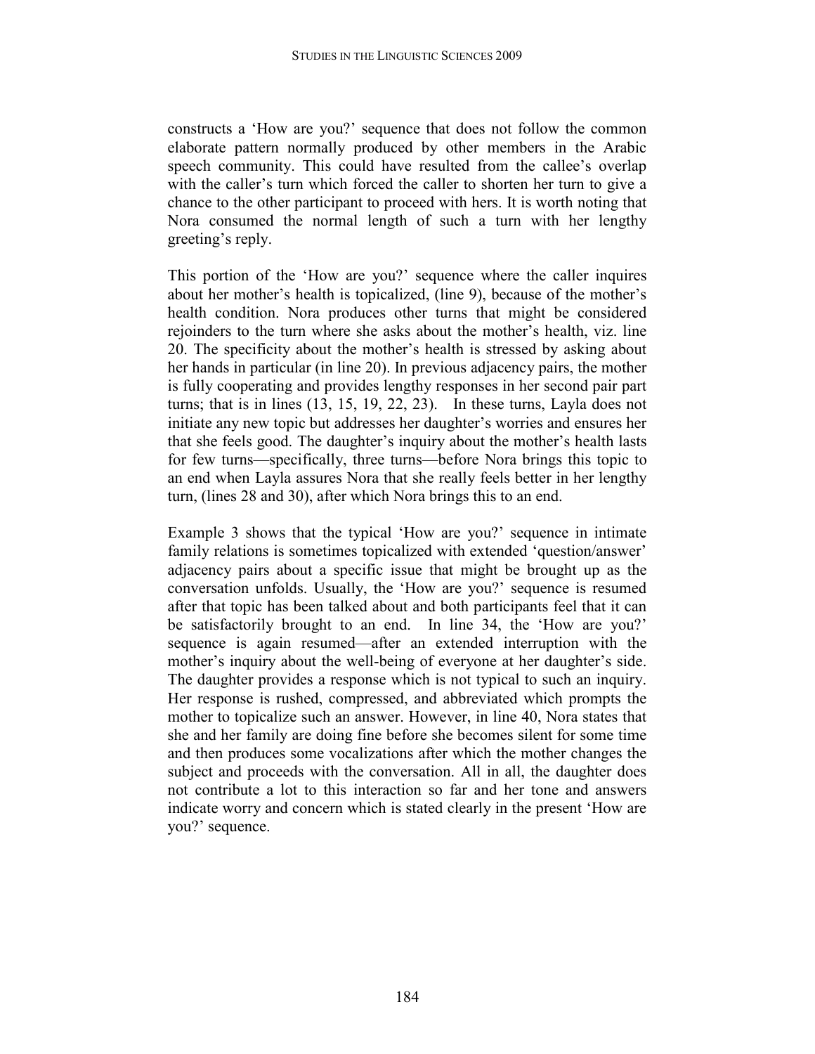constructs a 'How are you?' sequence that does not follow the common elaborate pattern normally produced by other members in the Arabic speech community. This could have resulted from the callee's overlap with the caller's turn which forced the caller to shorten her turn to give a chance to the other participant to proceed with hers. It is worth noting that Nora consumed the normal length of such a turn with her lengthy greeting's reply.

This portion of the 'How are you?' sequence where the caller inquires about her mother's health is topicalized, (line 9), because of the mother's health condition. Nora produces other turns that might be considered rejoinders to the turn where she asks about the mother's health, viz. line 20. The specificity about the mother's health is stressed by asking about her hands in particular (in line 20). In previous adjacency pairs, the mother is fully cooperating and provides lengthy responses in her second pair part turns; that is in lines (13, 15, 19, 22, 23). In these turns, Layla does not initiate any new topic but addresses her daughter's worries and ensures her that she feels good. The daughter's inquiry about the mother's health lasts for few turns—specifically, three turns—before Nora brings this topic to an end when Layla assures Nora that she really feels better in her lengthy turn, (lines 28 and 30), after which Nora brings this to an end.

Example 3 shows that the typical 'How are you?' sequence in intimate family relations is sometimes topicalized with extended 'question/answer' adjacency pairs about a specific issue that might be brought up as the conversation unfolds. Usually, the 'How are you?' sequence is resumed after that topic has been talked about and both participants feel that it can be satisfactorily brought to an end. In line 34, the 'How are you?' sequence is again resumed—after an extended interruption with the mother's inquiry about the well-being of everyone at her daughter's side. The daughter provides a response which is not typical to such an inquiry. Her response is rushed, compressed, and abbreviated which prompts the mother to topicalize such an answer. However, in line 40, Nora states that she and her family are doing fine before she becomes silent for some time and then produces some vocalizations after which the mother changes the subject and proceeds with the conversation. All in all, the daughter does not contribute a lot to this interaction so far and her tone and answers indicate worry and concern which is stated clearly in the present 'How are you?' sequence.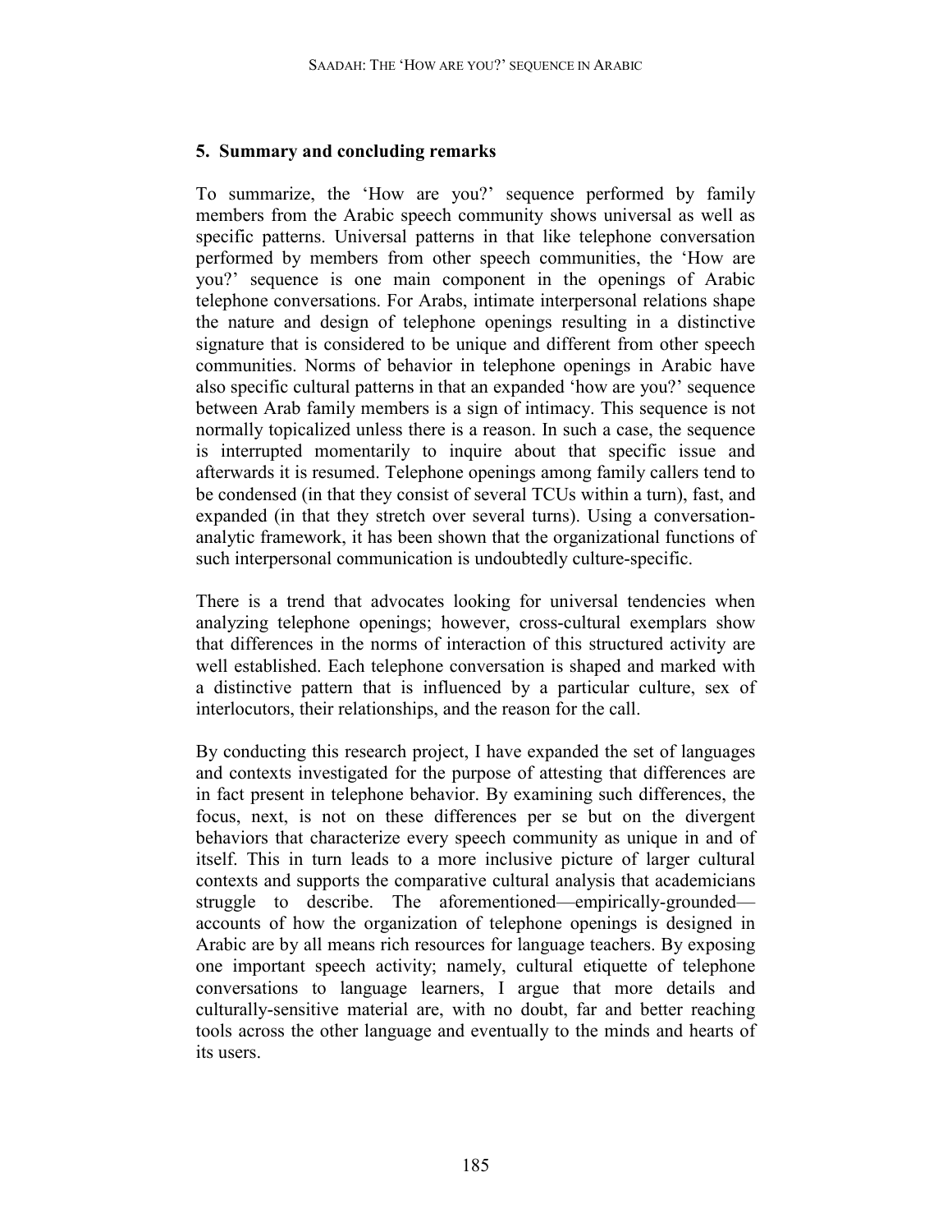## 5. Summary and concluding remarks

To summarize, the 'How are you?' sequence performed by family members from the Arabic speech community shows universal as well as specific patterns. Universal patterns in that like telephone conversation performed by members from other speech communities, the 'How are you?' sequence is one main component in the openings of Arabic telephone conversations. For Arabs, intimate interpersonal relations shape the nature and design of telephone openings resulting in a distinctive signature that is considered to be unique and different from other speech communities. Norms of behavior in telephone openings in Arabic have also specific cultural patterns in that an expanded 'how are you?' sequence between Arab family members is a sign of intimacy. This sequence is not normally topicalized unless there is a reason. In such a case, the sequence is interrupted momentarily to inquire about that specific issue and afterwards it is resumed. Telephone openings among family callers tend to be condensed (in that they consist of several TCUs within a turn), fast, and expanded (in that they stretch over several turns). Using a conversation-analytic framework, it has been shown that the organizational functions of such interpersonal communication is undoubtedly culture-specific.

There is a trend that advocates looking for universal tendencies when analyzing telephone openings; however, cross-cultural exemplars show that differences in the norms of interaction of this structured activity are well established. Each telephone conversation is shaped and marked with a distinctive pattern that is influenced by a particular culture, sex of interlocutors, their relationships, and the reason for the call.

By conducting this research project, I have expanded the set of languages and contexts investigated for the purpose of attesting that differences are in fact present in telephone behavior. By examining such differences, the focus, next, is not on these differences per se but on the divergent behaviors that characterize every speech community as unique in and of itself. This in turn leads to a more inclusive picture of larger cultural contexts and supports the comparative cultural analysis that academicians struggle to describe. The aforementioned—empirically-grounded—accounts of how the organization of telephone openings is designed in Arabic are by all means rich resources for language teachers. By exposing one important speech activity; namely, cultural etiquette of telephone conversations to language learners, I argue that more details and culturally-sensitive material are, with no doubt, far and better reaching tools across the other language and eventually to the minds and hearts of its users.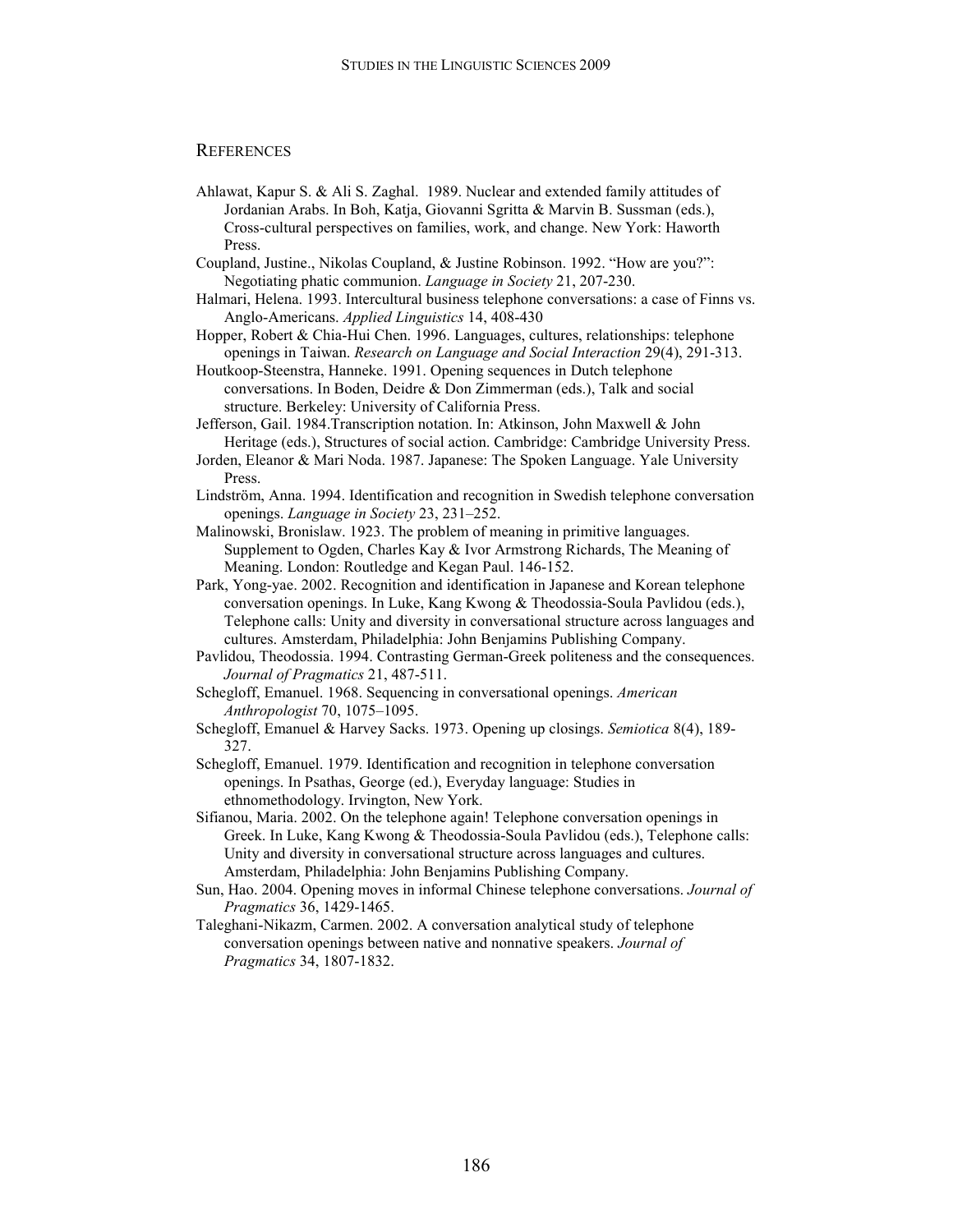## References

Ahlawat, Kapur S. & Ali S. Zaghal. 1989. Nuclear and extended family attitudes of Jordanian Arabs. In Boh, Katja, Giovanni Sgritta & Marvin B. Sussman (eds.), Cross-cultural perspectives on families, work, and change. New York: Haworth Press.

Coupland, Justine., Nikolas Coupland, & Justine Robinson. 1992. "How are you?": Negotiating phatic communion. *Language in Society* 21, 207-230.

Halmari, Helena. 1993. Intercultural business telephone conversations: a case of Finns vs. Anglo-Americans. *Applied Linguistics* 14, 408-430

Hopper, Robert & Chia-Hui Chen. 1996. Languages, cultures, relationships: telephone openings in Taiwan. *Research on Language and Social Interaction* 29(4), 291-313.

Houtkoop-Steenstra, Hanneke. 1991. Opening sequences in Dutch telephone conversations. In Boden, Deidre & Don Zimmerman (eds.), Talk and social structure. Berkeley: University of California Press.

Jefferson, Gail. 1984.Transcription notation. In: Atkinson, John Maxwell & John Heritage (eds.), Structures of social action. Cambridge: Cambridge University Press.

Jorden, Eleanor & Mari Noda. 1987. Japanese: The Spoken Language. Yale University Press.

Lindström, Anna. 1994. Identification and recognition in Swedish telephone conversation openings. *Language in Society* 23, 231–252.

Malinowski, Bronislaw. 1923. The problem of meaning in primitive languages. Supplement to Ogden, Charles Kay & Ivor Armstrong Richards, The Meaning of Meaning. London: Routledge and Kegan Paul. 146-152.

Park, Yong-yae. 2002. Recognition and identification in Japanese and Korean telephone conversation openings. In Luke, Kang Kwong & Theodossia-Soula Pavlidou (eds.), Telephone calls: Unity and diversity in conversational structure across languages and cultures. Amsterdam, Philadelphia: John Benjamins Publishing Company.

Pavlidou, Theodossia. 1994. Contrasting German-Greek politeness and the consequences. *Journal of Pragmatics* 21, 487-511.

Schegloff, Emanuel. 1968. Sequencing in conversational openings. *American Anthropologist* 70, 1075–1095.

Schegloff, Emanuel & Harvey Sacks. 1973. Opening up closings. *Semiotica* 8(4), 189-327.

Schegloff, Emanuel. 1979. Identification and recognition in telephone conversation openings. In Psathas, George (ed.), Everyday language: Studies in ethnomethodology. Irvington, New York.

Sifianou, Maria. 2002. On the telephone again! Telephone conversation openings in Greek. In Luke, Kang Kwong & Theodossia-Soula Pavlidou (eds.), Telephone calls: Unity and diversity in conversational structure across languages and cultures. Amsterdam, Philadelphia: John Benjamins Publishing Company.

Sun, Hao. 2004. Opening moves in informal Chinese telephone conversations. *Journal of Pragmatics* 36, 1429-1465.

Taleghani-Nikazm, Carmen. 2002. A conversation analytical study of telephone conversation openings between native and nonnative speakers. *Journal of Pragmatics* 34, 1807-1832.